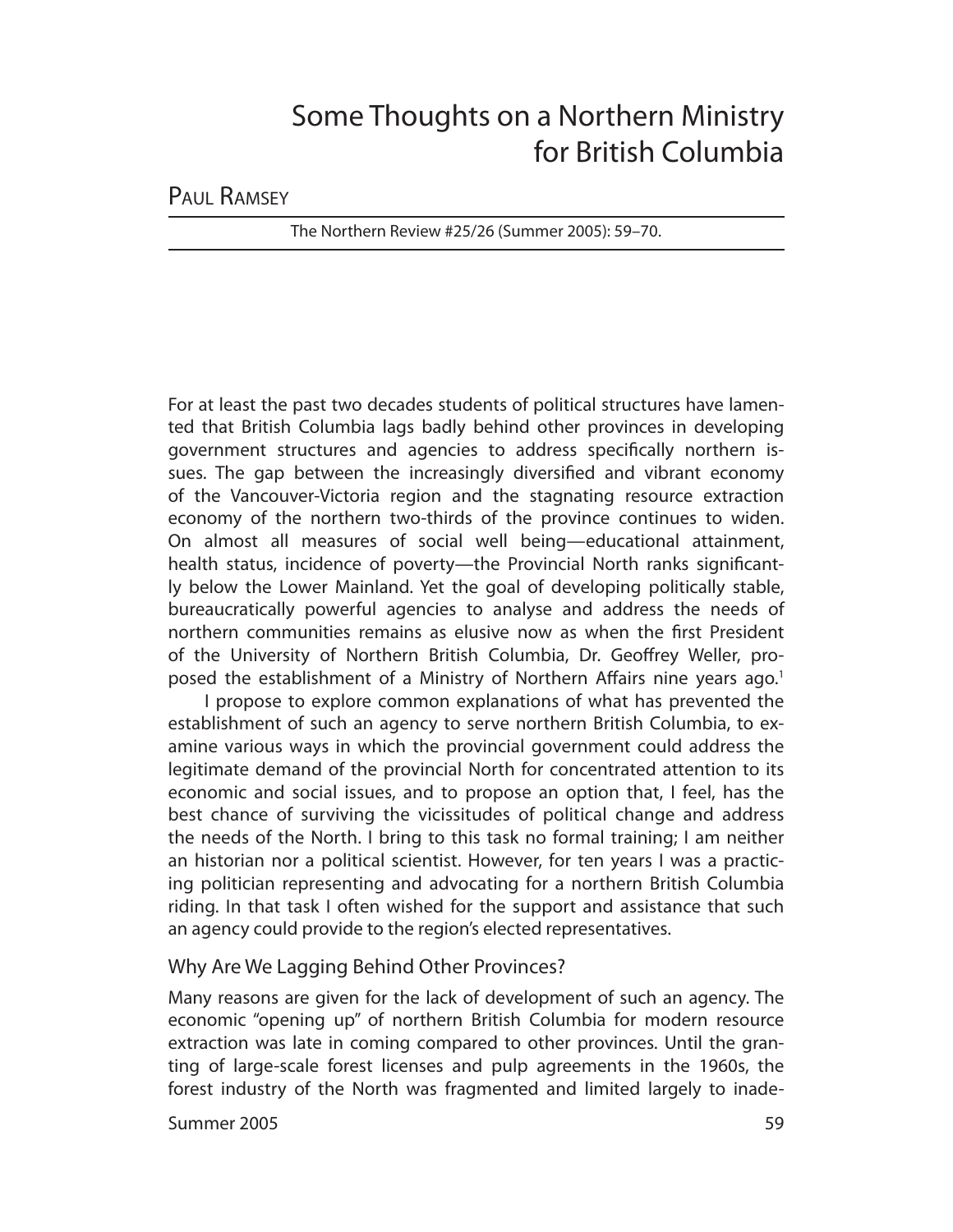# Some Thoughts on a Northern Ministry for British Columbia

PAUL RAMSEY

The Northern Review #25/26 (Summer 2005): 59–70.

For at least the past two decades students of political structures have lamented that British Columbia lags badly behind other provinces in developing government structures and agencies to address specifically northern issues. The gap between the increasingly diversified and vibrant economy of the Vancouver-Victoria region and the stagnating resource extraction economy of the northern two-thirds of the province continues to widen. On almost all measures of social well being—educational attainment, health status, incidence of poverty—the Provincial North ranks significantly below the Lower Mainland. Yet the goal of developing politically stable, bureaucratically powerful agencies to analyse and address the needs of northern communities remains as elusive now as when the first President of the University of Northern British Columbia, Dr. Geoffrey Weller, proposed the establishment of a Ministry of Northern Affairs nine years ago.[1]

I propose to explore common explanations of what has prevented the establishment of such an agency to serve northern British Columbia, to examine various ways in which the provincial government could address the legitimate demand of the provincial North for concentrated attention to its economic and social issues, and to propose an option that, I feel, has the best chance of surviving the vicissitudes of political change and address the needs of the North. I bring to this task no formal training; I am neither an historian nor a political scientist. However, for ten years I was a practicing politician representing and advocating for a northern British Columbia riding. In that task I often wished for the support and assistance that such an agency could provide to the region's elected representatives.

## Why Are We Lagging Behind Other Provinces?

Many reasons are given for the lack of development of such an agency. The economic "opening up" of northern British Columbia for modern resource extraction was late in coming compared to other provinces. Until the granting of large-scale forest licenses and pulp agreements in the 1960s, the forest industry of the North was fragmented and limited largely to inade-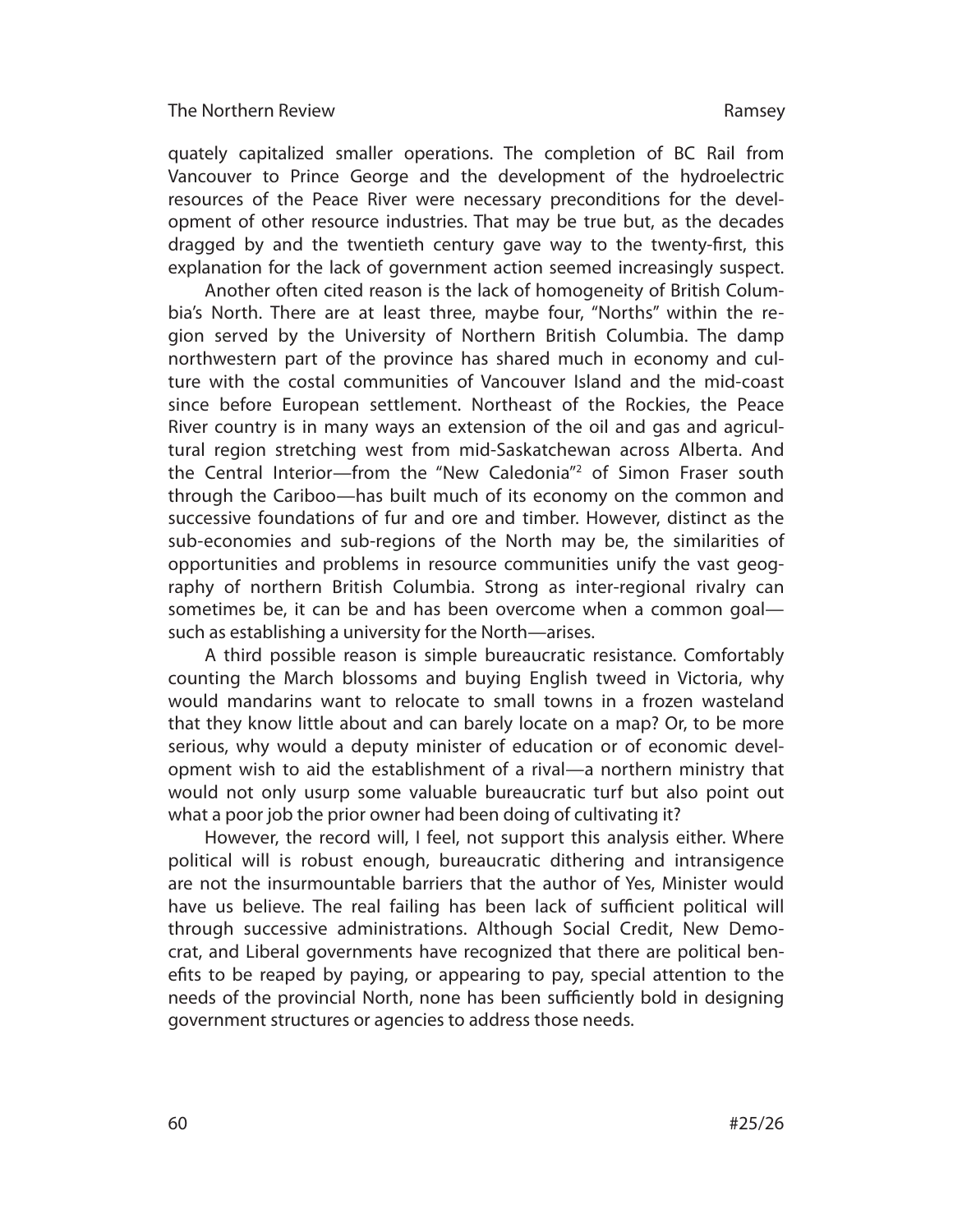quately capitalized smaller operations. The completion of BC Rail from Vancouver to Prince George and the development of the hydroelectric resources of the Peace River were necessary preconditions for the development of other resource industries. That may be true but, as the decades dragged by and the twentieth century gave way to the twenty-first, this explanation for the lack of government action seemed increasingly suspect.

Another often cited reason is the lack of homogeneity of British Columbia's North. There are at least three, maybe four, "Norths" within the region served by the University of Northern British Columbia. The damp northwestern part of the province has shared much in economy and culture with the costal communities of Vancouver Island and the mid-coast since before European settlement. Northeast of the Rockies, the Peace River country is in many ways an extension of the oil and gas and agricultural region stretching west from mid-Saskatchewan across Alberta. And the Central Interior—from the "New Caledonia"[2] of Simon Fraser south through the Cariboo—has built much of its economy on the common and successive foundations of fur and ore and timber. However, distinct as the sub-economies and sub-regions of the North may be, the similarities of opportunities and problems in resource communities unify the vast geography of northern British Columbia. Strong as inter-regional rivalry can sometimes be, it can be and has been overcome when a common goal—such as establishing a university for the North—arises.

A third possible reason is simple bureaucratic resistance. Comfortably counting the March blossoms and buying English tweed in Victoria, why would mandarins want to relocate to small towns in a frozen wasteland that they know little about and can barely locate on a map? Or, to be more serious, why would a deputy minister of education or of economic development wish to aid the establishment of a rival—a northern ministry that would not only usurp some valuable bureaucratic turf but also point out what a poor job the prior owner had been doing of cultivating it?

However, the record will, I feel, not support this analysis either. Where political will is robust enough, bureaucratic dithering and intransigence are not the insurmountable barriers that the author of Yes, Minister would have us believe. The real failing has been lack of sufficient political will through successive administrations. Although Social Credit, New Democrat, and Liberal governments have recognized that there are political benefits to be reaped by paying, or appearing to pay, special attention to the needs of the provincial North, none has been sufficiently bold in designing government structures or agencies to address those needs.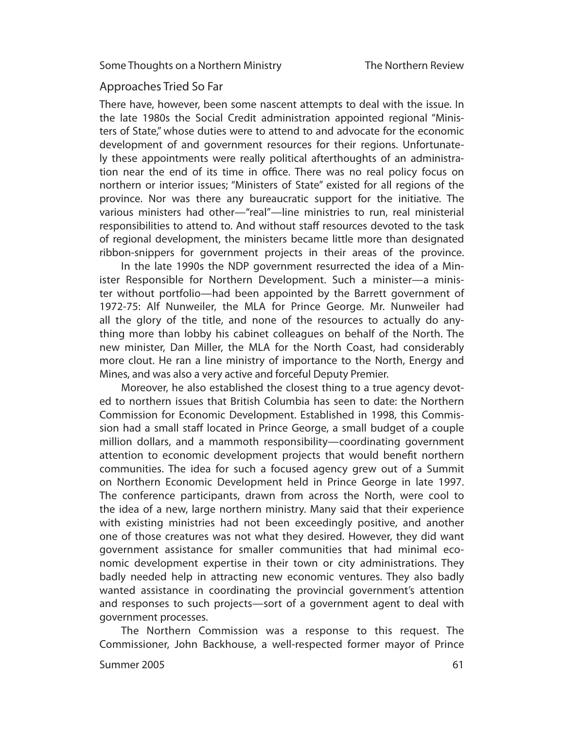## Approaches Tried So Far

There have, however, been some nascent attempts to deal with the issue. In the late 1980s the Social Credit administration appointed regional "Ministers of State," whose duties were to attend to and advocate for the economic development of and government resources for their regions. Unfortunately these appointments were really political afterthoughts of an administration near the end of its time in office. There was no real policy focus on northern or interior issues; "Ministers of State" existed for all regions of the province. Nor was there any bureaucratic support for the initiative. The various ministers had other—"real"—line ministries to run, real ministerial responsibilities to attend to. And without staff resources devoted to the task of regional development, the ministers became little more than designated ribbon-snippers for government projects in their areas of the province.

In the late 1990s the NDP government resurrected the idea of a Minister Responsible for Northern Development. Such a minister—a minister without portfolio—had been appointed by the Barrett government of 1972-75: Alf Nunweiler, the MLA for Prince George. Mr. Nunweiler had all the glory of the title, and none of the resources to actually do anything more than lobby his cabinet colleagues on behalf of the North. The new minister, Dan Miller, the MLA for the North Coast, had considerably more clout. He ran a line ministry of importance to the North, Energy and Mines, and was also a very active and forceful Deputy Premier.

Moreover, he also established the closest thing to a true agency devoted to northern issues that British Columbia has seen to date: the Northern Commission for Economic Development. Established in 1998, this Commission had a small staff located in Prince George, a small budget of a couple million dollars, and a mammoth responsibility—coordinating government attention to economic development projects that would benefit northern communities. The idea for such a focused agency grew out of a Summit on Northern Economic Development held in Prince George in late 1997. The conference participants, drawn from across the North, were cool to the idea of a new, large northern ministry. Many said that their experience with existing ministries had not been exceedingly positive, and another one of those creatures was not what they desired. However, they did want government assistance for smaller communities that had minimal economic development expertise in their town or city administrations. They badly needed help in attracting new economic ventures. They also badly wanted assistance in coordinating the provincial government's attention and responses to such projects—sort of a government agent to deal with government processes.

The Northern Commission was a response to this request. The Commissioner, John Backhouse, a well-respected former mayor of Prince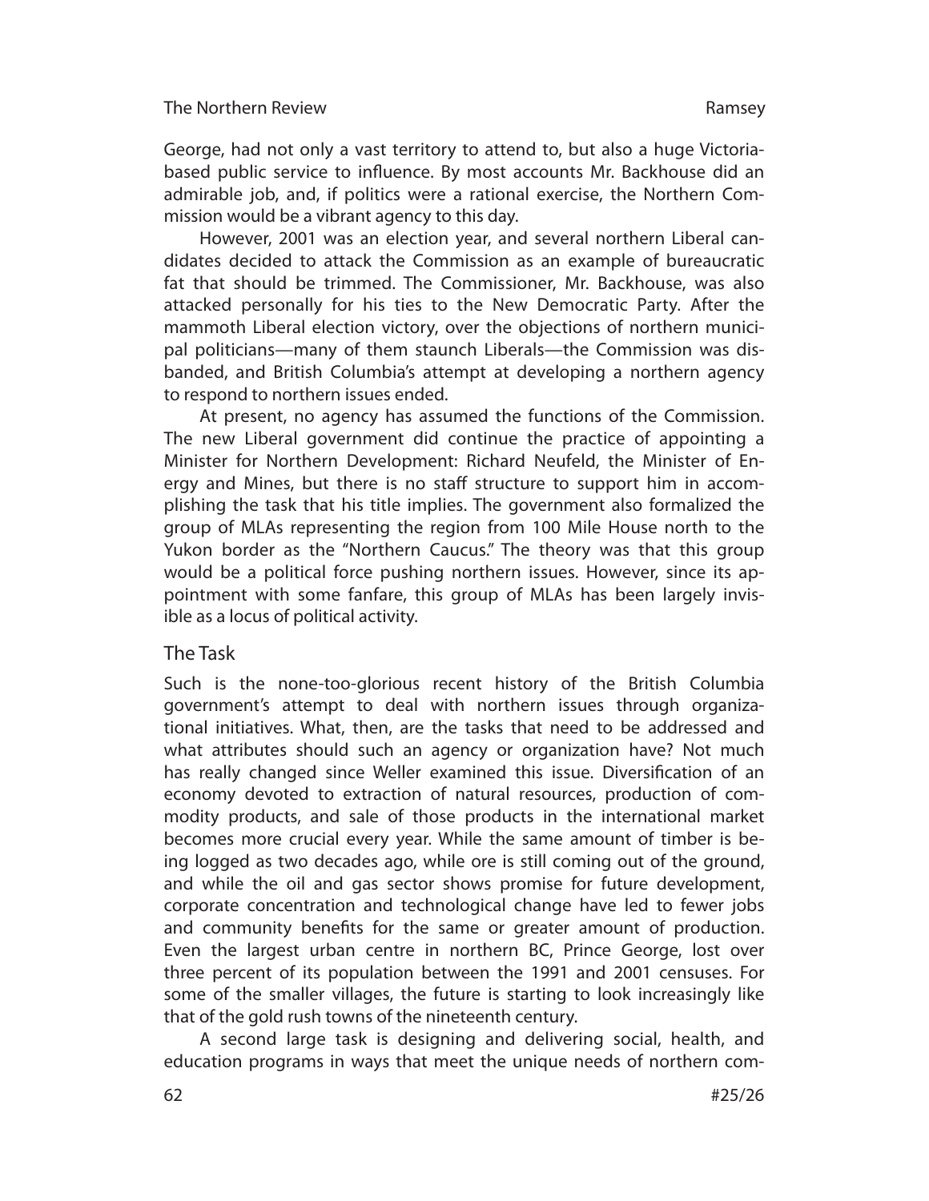George, had not only a vast territory to attend to, but also a huge Victoria-based public service to influence. By most accounts Mr. Backhouse did an admirable job, and, if politics were a rational exercise, the Northern Commission would be a vibrant agency to this day.

However, 2001 was an election year, and several northern Liberal candidates decided to attack the Commission as an example of bureaucratic fat that should be trimmed. The Commissioner, Mr. Backhouse, was also attacked personally for his ties to the New Democratic Party. After the mammoth Liberal election victory, over the objections of northern municipal politicians—many of them staunch Liberals—the Commission was disbanded, and British Columbia's attempt at developing a northern agency to respond to northern issues ended.

At present, no agency has assumed the functions of the Commission. The new Liberal government did continue the practice of appointing a Minister for Northern Development: Richard Neufeld, the Minister of Energy and Mines, but there is no staff structure to support him in accomplishing the task that his title implies. The government also formalized the group of MLAs representing the region from 100 Mile House north to the Yukon border as the "Northern Caucus." The theory was that this group would be a political force pushing northern issues. However, since its appointment with some fanfare, this group of MLAs has been largely invisible as a locus of political activity.

## The Task

Such is the none-too-glorious recent history of the British Columbia government's attempt to deal with northern issues through organizational initiatives. What, then, are the tasks that need to be addressed and what attributes should such an agency or organization have? Not much has really changed since Weller examined this issue. Diversification of an economy devoted to extraction of natural resources, production of commodity products, and sale of those products in the international market becomes more crucial every year. While the same amount of timber is being logged as two decades ago, while ore is still coming out of the ground, and while the oil and gas sector shows promise for future development, corporate concentration and technological change have led to fewer jobs and community benefits for the same or greater amount of production. Even the largest urban centre in northern BC, Prince George, lost over three percent of its population between the 1991 and 2001 censuses. For some of the smaller villages, the future is starting to look increasingly like that of the gold rush towns of the nineteenth century.

A second large task is designing and delivering social, health, and education programs in ways that meet the unique needs of northern com-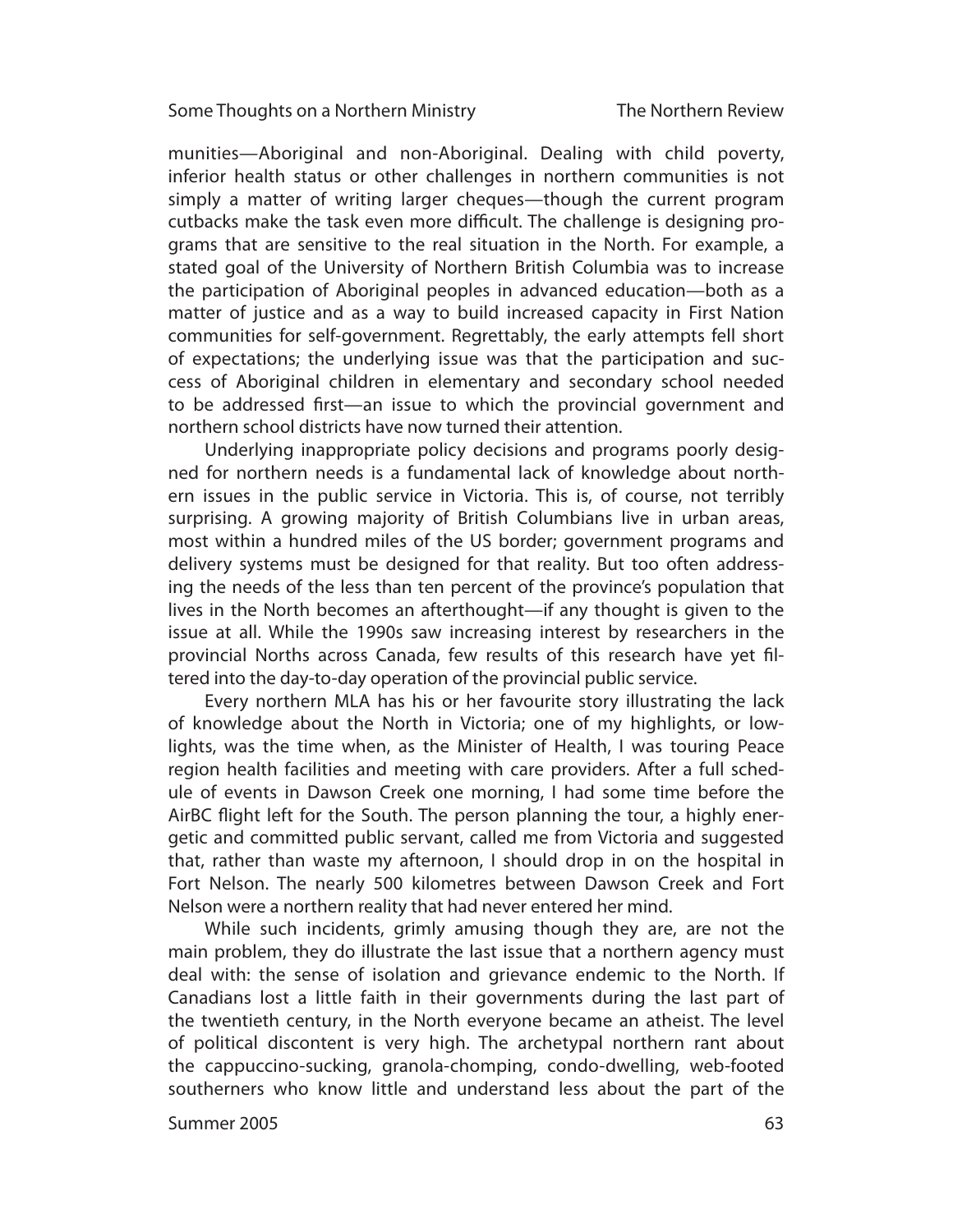munities—Aboriginal and non-Aboriginal. Dealing with child poverty, inferior health status or other challenges in northern communities is not simply a matter of writing larger cheques—though the current program cutbacks make the task even more difficult. The challenge is designing programs that are sensitive to the real situation in the North. For example, a stated goal of the University of Northern British Columbia was to increase the participation of Aboriginal peoples in advanced education—both as a matter of justice and as a way to build increased capacity in First Nation communities for self-government. Regrettably, the early attempts fell short of expectations; the underlying issue was that the participation and success of Aboriginal children in elementary and secondary school needed to be addressed first—an issue to which the provincial government and northern school districts have now turned their attention.

Underlying inappropriate policy decisions and programs poorly designed for northern needs is a fundamental lack of knowledge about northern issues in the public service in Victoria. This is, of course, not terribly surprising. A growing majority of British Columbians live in urban areas, most within a hundred miles of the US border; government programs and delivery systems must be designed for that reality. But too often addressing the needs of the less than ten percent of the province's population that lives in the North becomes an afterthought—if any thought is given to the issue at all. While the 1990s saw increasing interest by researchers in the provincial Norths across Canada, few results of this research have yet filtered into the day-to-day operation of the provincial public service.

Every northern MLA has his or her favourite story illustrating the lack of knowledge about the North in Victoria; one of my highlights, or lowlights, was the time when, as the Minister of Health, I was touring Peace region health facilities and meeting with care providers. After a full schedule of events in Dawson Creek one morning, I had some time before the AirBC flight left for the South. The person planning the tour, a highly energetic and committed public servant, called me from Victoria and suggested that, rather than waste my afternoon, I should drop in on the hospital in Fort Nelson. The nearly 500 kilometres between Dawson Creek and Fort Nelson were a northern reality that had never entered her mind.

While such incidents, grimly amusing though they are, are not the main problem, they do illustrate the last issue that a northern agency must deal with: the sense of isolation and grievance endemic to the North. If Canadians lost a little faith in their governments during the last part of the twentieth century, in the North everyone became an atheist. The level of political discontent is very high. The archetypal northern rant about the cappuccino-sucking, granola-chomping, condo-dwelling, web-footed southerners who know little and understand less about the part of the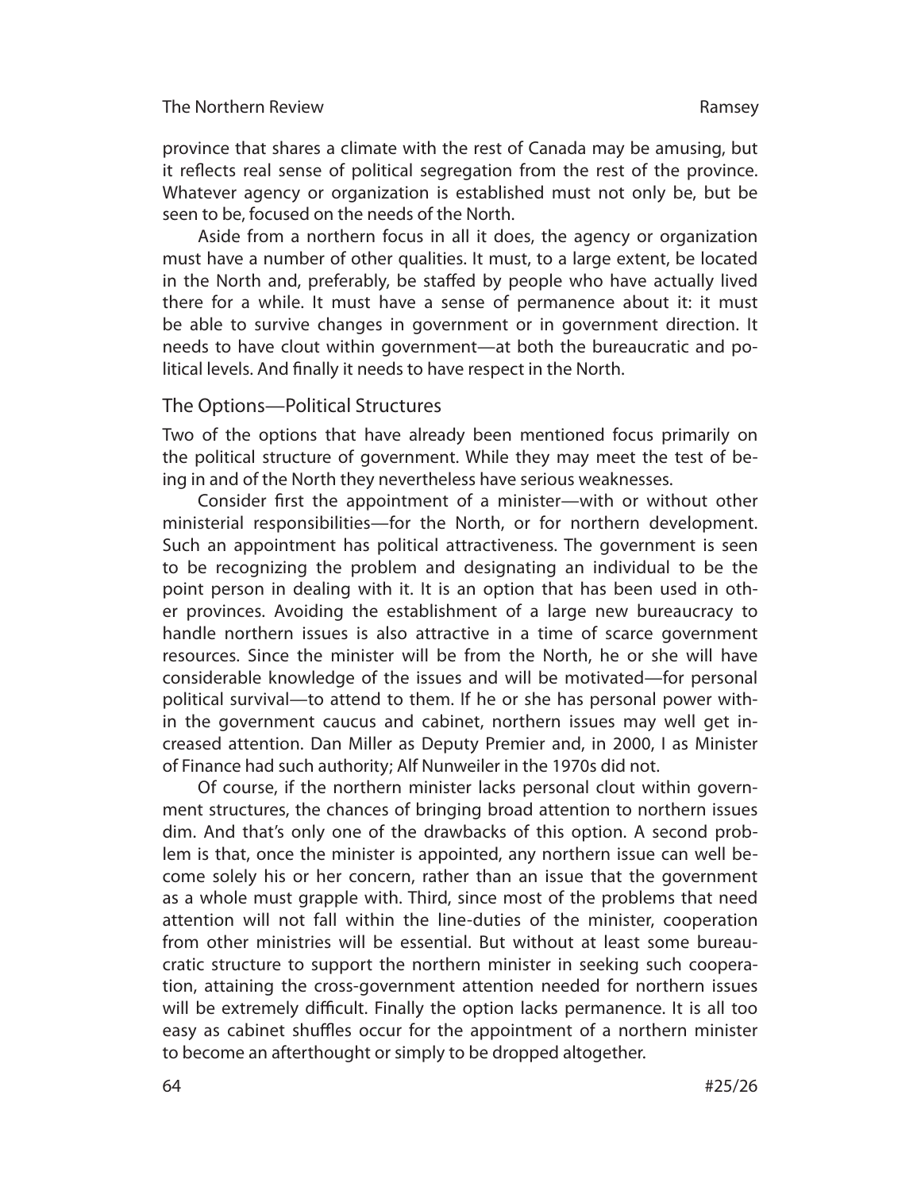province that shares a climate with the rest of Canada may be amusing, but it reflects real sense of political segregation from the rest of the province. Whatever agency or organization is established must not only be, but be seen to be, focused on the needs of the North.

Aside from a northern focus in all it does, the agency or organization must have a number of other qualities. It must, to a large extent, be located in the North and, preferably, be staffed by people who have actually lived there for a while. It must have a sense of permanence about it: it must be able to survive changes in government or in government direction. It needs to have clout within government—at both the bureaucratic and political levels. And finally it needs to have respect in the North.

## The Options—Political Structures

Two of the options that have already been mentioned focus primarily on the political structure of government. While they may meet the test of being in and of the North they nevertheless have serious weaknesses.

Consider first the appointment of a minister—with or without other ministerial responsibilities—for the North, or for northern development. Such an appointment has political attractiveness. The government is seen to be recognizing the problem and designating an individual to be the point person in dealing with it. It is an option that has been used in other provinces. Avoiding the establishment of a large new bureaucracy to handle northern issues is also attractive in a time of scarce government resources. Since the minister will be from the North, he or she will have considerable knowledge of the issues and will be motivated—for personal political survival—to attend to them. If he or she has personal power within the government caucus and cabinet, northern issues may well get increased attention. Dan Miller as Deputy Premier and, in 2000, I as Minister of Finance had such authority; Alf Nunweiler in the 1970s did not.

Of course, if the northern minister lacks personal clout within government structures, the chances of bringing broad attention to northern issues dim. And that's only one of the drawbacks of this option. A second problem is that, once the minister is appointed, any northern issue can well become solely his or her concern, rather than an issue that the government as a whole must grapple with. Third, since most of the problems that need attention will not fall within the line-duties of the minister, cooperation from other ministries will be essential. But without at least some bureaucratic structure to support the northern minister in seeking such cooperation, attaining the cross-government attention needed for northern issues will be extremely difficult. Finally the option lacks permanence. It is all too easy as cabinet shuffles occur for the appointment of a northern minister to become an afterthought or simply to be dropped altogether.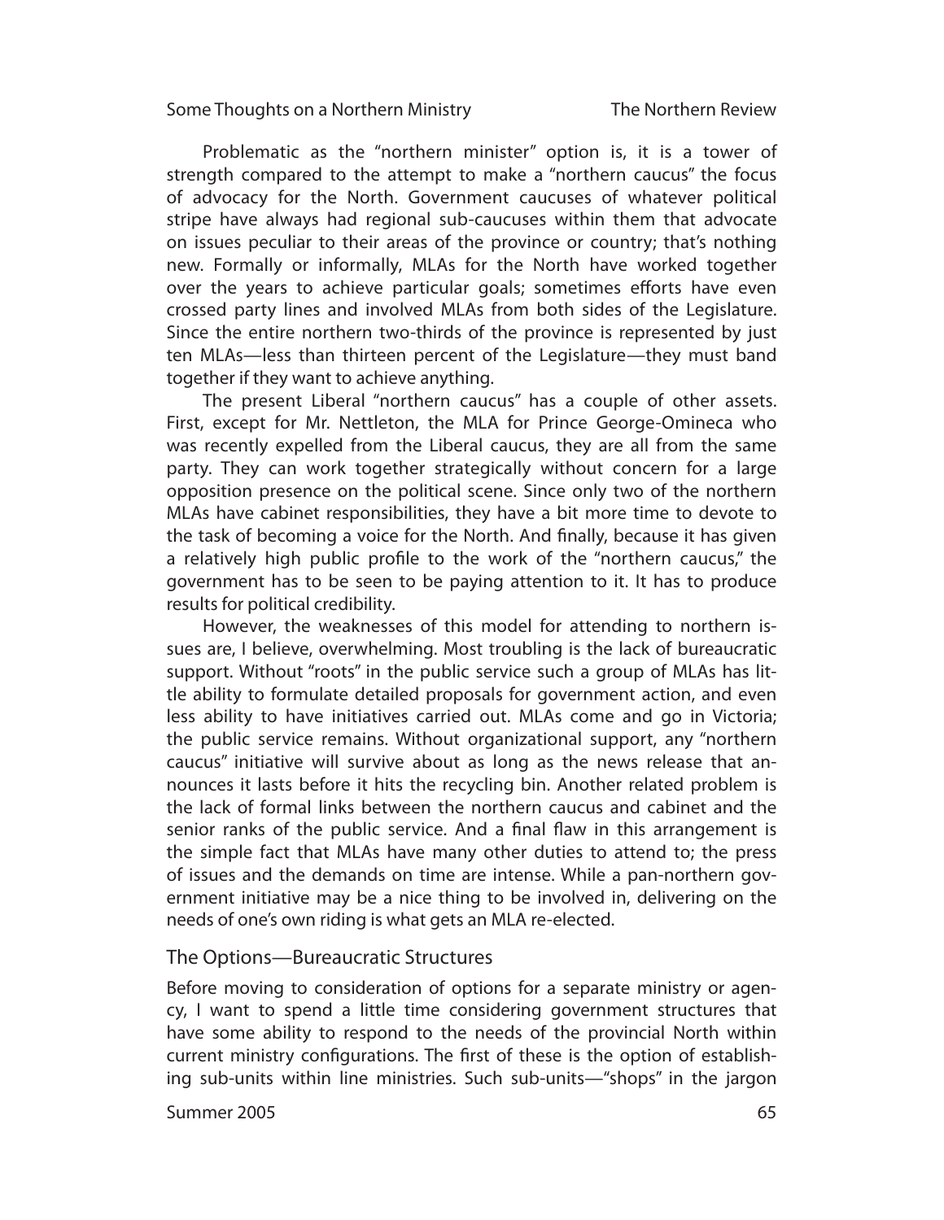Problematic as the "northern minister" option is, it is a tower of strength compared to the attempt to make a "northern caucus" the focus of advocacy for the North. Government caucuses of whatever political stripe have always had regional sub-caucuses within them that advocate on issues peculiar to their areas of the province or country; that's nothing new. Formally or informally, MLAs for the North have worked together over the years to achieve particular goals; sometimes efforts have even crossed party lines and involved MLAs from both sides of the Legislature. Since the entire northern two-thirds of the province is represented by just ten MLAs—less than thirteen percent of the Legislature—they must band together if they want to achieve anything.

The present Liberal "northern caucus" has a couple of other assets. First, except for Mr. Nettleton, the MLA for Prince George-Omineca who was recently expelled from the Liberal caucus, they are all from the same party. They can work together strategically without concern for a large opposition presence on the political scene. Since only two of the northern MLAs have cabinet responsibilities, they have a bit more time to devote to the task of becoming a voice for the North. And finally, because it has given a relatively high public profile to the work of the "northern caucus," the government has to be seen to be paying attention to it. It has to produce results for political credibility.

However, the weaknesses of this model for attending to northern issues are, I believe, overwhelming. Most troubling is the lack of bureaucratic support. Without "roots" in the public service such a group of MLAs has little ability to formulate detailed proposals for government action, and even less ability to have initiatives carried out. MLAs come and go in Victoria; the public service remains. Without organizational support, any "northern caucus" initiative will survive about as long as the news release that announces it lasts before it hits the recycling bin. Another related problem is the lack of formal links between the northern caucus and cabinet and the senior ranks of the public service. And a final flaw in this arrangement is the simple fact that MLAs have many other duties to attend to; the press of issues and the demands on time are intense. While a pan-northern government initiative may be a nice thing to be involved in, delivering on the needs of one's own riding is what gets an MLA re-elected.

## The Options—Bureaucratic Structures

Before moving to consideration of options for a separate ministry or agency, I want to spend a little time considering government structures that have some ability to respond to the needs of the provincial North within current ministry configurations. The first of these is the option of establishing sub-units within line ministries. Such sub-units—"shops" in the jargon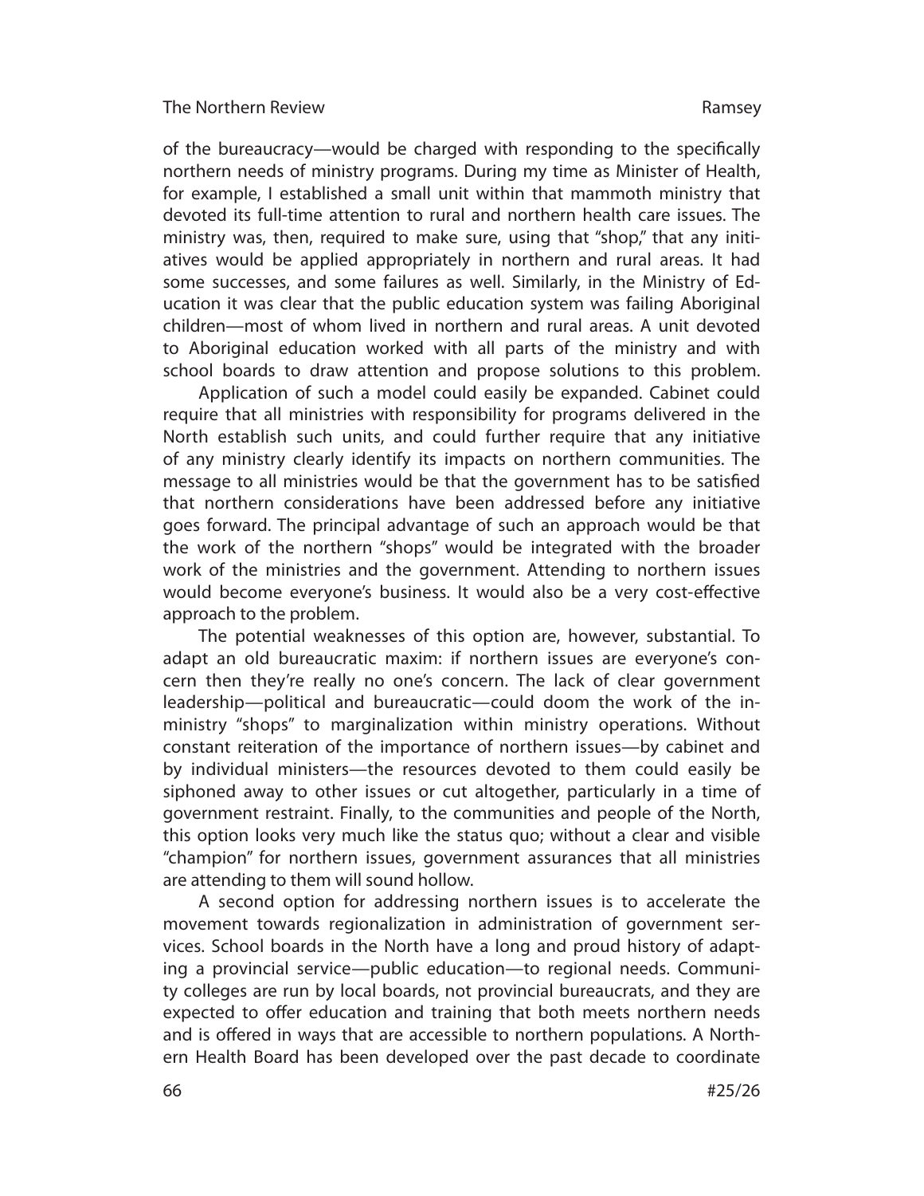of the bureaucracy—would be charged with responding to the specifically northern needs of ministry programs. During my time as Minister of Health, for example, I established a small unit within that mammoth ministry that devoted its full-time attention to rural and northern health care issues. The ministry was, then, required to make sure, using that "shop," that any initiatives would be applied appropriately in northern and rural areas. It had some successes, and some failures as well. Similarly, in the Ministry of Education it was clear that the public education system was failing Aboriginal children—most of whom lived in northern and rural areas. A unit devoted to Aboriginal education worked with all parts of the ministry and with school boards to draw attention and propose solutions to this problem.

Application of such a model could easily be expanded. Cabinet could require that all ministries with responsibility for programs delivered in the North establish such units, and could further require that any initiative of any ministry clearly identify its impacts on northern communities. The message to all ministries would be that the government has to be satisfied that northern considerations have been addressed before any initiative goes forward. The principal advantage of such an approach would be that the work of the northern "shops" would be integrated with the broader work of the ministries and the government. Attending to northern issues would become everyone's business. It would also be a very cost-effective approach to the problem.

The potential weaknesses of this option are, however, substantial. To adapt an old bureaucratic maxim: if northern issues are everyone's concern then they're really no one's concern. The lack of clear government leadership—political and bureaucratic—could doom the work of the in-ministry "shops" to marginalization within ministry operations. Without constant reiteration of the importance of northern issues—by cabinet and by individual ministers—the resources devoted to them could easily be siphoned away to other issues or cut altogether, particularly in a time of government restraint. Finally, to the communities and people of the North, this option looks very much like the status quo; without a clear and visible "champion" for northern issues, government assurances that all ministries are attending to them will sound hollow.

A second option for addressing northern issues is to accelerate the movement towards regionalization in administration of government services. School boards in the North have a long and proud history of adapting a provincial service—public education—to regional needs. Community colleges are run by local boards, not provincial bureaucrats, and they are expected to offer education and training that both meets northern needs and is offered in ways that are accessible to northern populations. A Northern Health Board has been developed over the past decade to coordinate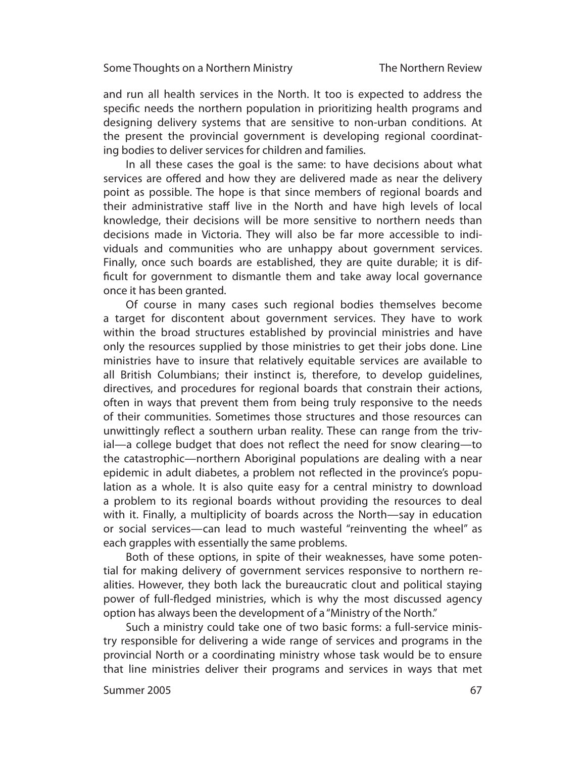and run all health services in the North. It too is expected to address the specific needs the northern population in prioritizing health programs and designing delivery systems that are sensitive to non-urban conditions. At the present the provincial government is developing regional coordinating bodies to deliver services for children and families.

In all these cases the goal is the same: to have decisions about what services are offered and how they are delivered made as near the delivery point as possible. The hope is that since members of regional boards and their administrative staff live in the North and have high levels of local knowledge, their decisions will be more sensitive to northern needs than decisions made in Victoria. They will also be far more accessible to individuals and communities who are unhappy about government services. Finally, once such boards are established, they are quite durable; it is difficult for government to dismantle them and take away local governance once it has been granted.

Of course in many cases such regional bodies themselves become a target for discontent about government services. They have to work within the broad structures established by provincial ministries and have only the resources supplied by those ministries to get their jobs done. Line ministries have to insure that relatively equitable services are available to all British Columbians; their instinct is, therefore, to develop guidelines, directives, and procedures for regional boards that constrain their actions, often in ways that prevent them from being truly responsive to the needs of their communities. Sometimes those structures and those resources can unwittingly reflect a southern urban reality. These can range from the trivial—a college budget that does not reflect the need for snow clearing—to the catastrophic—northern Aboriginal populations are dealing with a near epidemic in adult diabetes, a problem not reflected in the province's population as a whole. It is also quite easy for a central ministry to download a problem to its regional boards without providing the resources to deal with it. Finally, a multiplicity of boards across the North—say in education or social services—can lead to much wasteful "reinventing the wheel" as each grapples with essentially the same problems.

Both of these options, in spite of their weaknesses, have some potential for making delivery of government services responsive to northern realities. However, they both lack the bureaucratic clout and political staying power of full-fledged ministries, which is why the most discussed agency option has always been the development of a "Ministry of the North."

Such a ministry could take one of two basic forms: a full-service ministry responsible for delivering a wide range of services and programs in the provincial North or a coordinating ministry whose task would be to ensure that line ministries deliver their programs and services in ways that met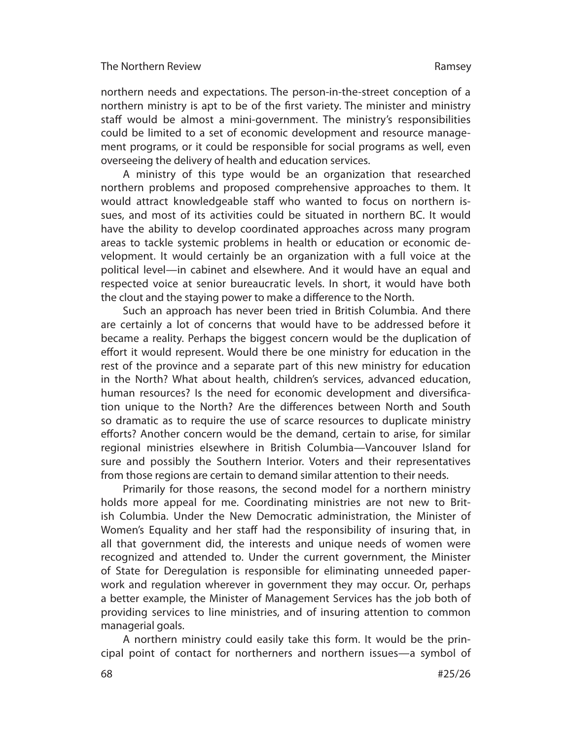northern needs and expectations. The person-in-the-street conception of a northern ministry is apt to be of the first variety. The minister and ministry staff would be almost a mini-government. The ministry's responsibilities could be limited to a set of economic development and resource management programs, or it could be responsible for social programs as well, even overseeing the delivery of health and education services.

A ministry of this type would be an organization that researched northern problems and proposed comprehensive approaches to them. It would attract knowledgeable staff who wanted to focus on northern issues, and most of its activities could be situated in northern BC. It would have the ability to develop coordinated approaches across many program areas to tackle systemic problems in health or education or economic development. It would certainly be an organization with a full voice at the political level—in cabinet and elsewhere. And it would have an equal and respected voice at senior bureaucratic levels. In short, it would have both the clout and the staying power to make a difference to the North.

Such an approach has never been tried in British Columbia. And there are certainly a lot of concerns that would have to be addressed before it became a reality. Perhaps the biggest concern would be the duplication of effort it would represent. Would there be one ministry for education in the rest of the province and a separate part of this new ministry for education in the North? What about health, children's services, advanced education, human resources? Is the need for economic development and diversification unique to the North? Are the differences between North and South so dramatic as to require the use of scarce resources to duplicate ministry efforts? Another concern would be the demand, certain to arise, for similar regional ministries elsewhere in British Columbia—Vancouver Island for sure and possibly the Southern Interior. Voters and their representatives from those regions are certain to demand similar attention to their needs.

Primarily for those reasons, the second model for a northern ministry holds more appeal for me. Coordinating ministries are not new to British Columbia. Under the New Democratic administration, the Minister of Women's Equality and her staff had the responsibility of insuring that, in all that government did, the interests and unique needs of women were recognized and attended to. Under the current government, the Minister of State for Deregulation is responsible for eliminating unneeded paperwork and regulation wherever in government they may occur. Or, perhaps a better example, the Minister of Management Services has the job both of providing services to line ministries, and of insuring attention to common managerial goals.

A northern ministry could easily take this form. It would be the principal point of contact for northerners and northern issues—a symbol of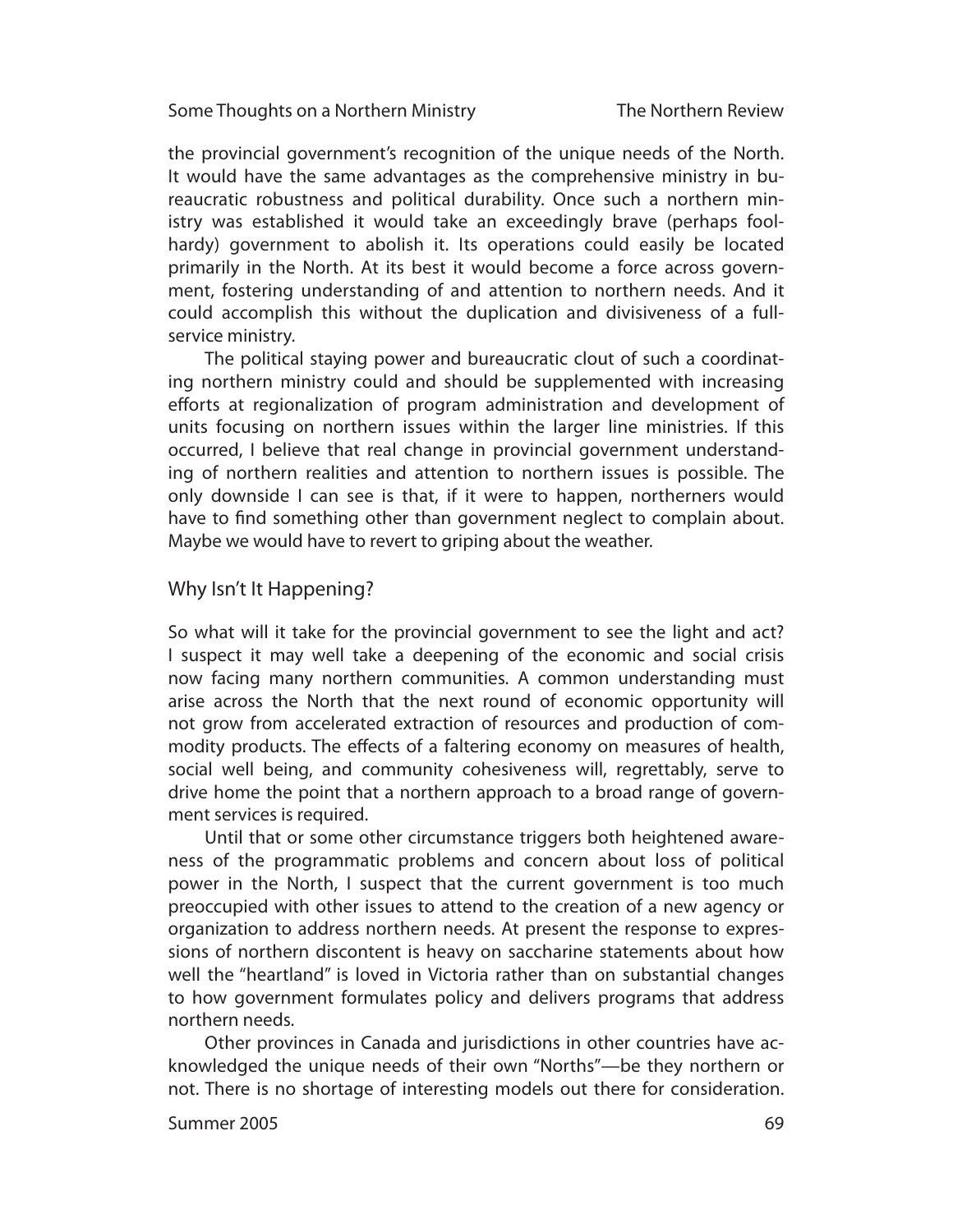the provincial government's recognition of the unique needs of the North. It would have the same advantages as the comprehensive ministry in bureaucratic robustness and political durability. Once such a northern ministry was established it would take an exceedingly brave (perhaps foolhardy) government to abolish it. Its operations could easily be located primarily in the North. At its best it would become a force across government, fostering understanding of and attention to northern needs. And it could accomplish this without the duplication and divisiveness of a full-service ministry.

The political staying power and bureaucratic clout of such a coordinating northern ministry could and should be supplemented with increasing efforts at regionalization of program administration and development of units focusing on northern issues within the larger line ministries. If this occurred, I believe that real change in provincial government understanding of northern realities and attention to northern issues is possible. The only downside I can see is that, if it were to happen, northerners would have to find something other than government neglect to complain about. Maybe we would have to revert to griping about the weather.

## Why Isn't It Happening?

So what will it take for the provincial government to see the light and act? I suspect it may well take a deepening of the economic and social crisis now facing many northern communities. A common understanding must arise across the North that the next round of economic opportunity will not grow from accelerated extraction of resources and production of commodity products. The effects of a faltering economy on measures of health, social well being, and community cohesiveness will, regrettably, serve to drive home the point that a northern approach to a broad range of government services is required.

Until that or some other circumstance triggers both heightened awareness of the programmatic problems and concern about loss of political power in the North, I suspect that the current government is too much preoccupied with other issues to attend to the creation of a new agency or organization to address northern needs. At present the response to expressions of northern discontent is heavy on saccharine statements about how well the "heartland" is loved in Victoria rather than on substantial changes to how government formulates policy and delivers programs that address northern needs.

Other provinces in Canada and jurisdictions in other countries have acknowledged the unique needs of their own "Norths"—be they northern or not. There is no shortage of interesting models out there for consideration.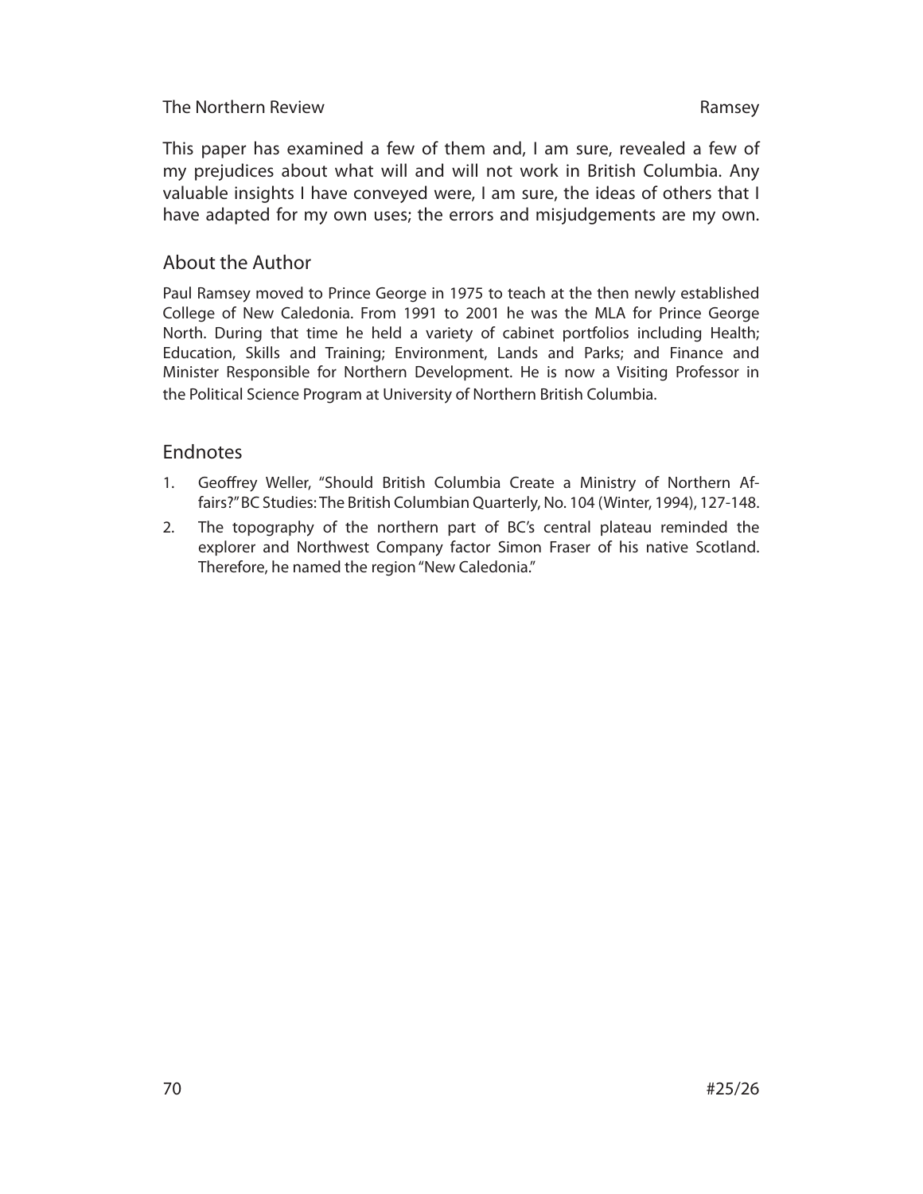This paper has examined a few of them and, I am sure, revealed a few of my prejudices about what will and will not work in British Columbia. Any valuable insights I have conveyed were, I am sure, the ideas of others that I have adapted for my own uses; the errors and misjudgements are my own.

## About the Author

Paul Ramsey moved to Prince George in 1975 to teach at the then newly established College of New Caledonia. From 1991 to 2001 he was the MLA for Prince George North. During that time he held a variety of cabinet portfolios including Health; Education, Skills and Training; Environment, Lands and Parks; and Finance and Minister Responsible for Northern Development. He is now a Visiting Professor in the Political Science Program at University of Northern British Columbia.

## Endnotes

1. Geoffrey Weller, "Should British Columbia Create a Ministry of Northern Affairs?" BC Studies: The British Columbian Quarterly, No. 104 (Winter, 1994), 127-148.
2. The topography of the northern part of BC's central plateau reminded the explorer and Northwest Company factor Simon Fraser of his native Scotland. Therefore, he named the region "New Caledonia."